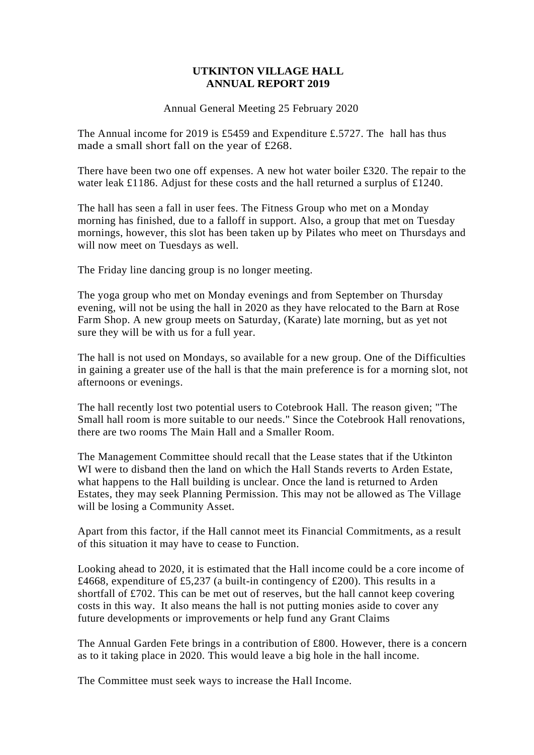# UTKINTON VILLAGE HALL
# ANNUAL REPORT 2019

Annual General Meeting 25 February 2020

The Annual income for 2019 is £5459 and Expenditure £.5727. The hall has thus made a small short fall on the year of £268.

There have been two one off expenses. A new hot water boiler £320. The repair to the water leak £1186. Adjust for these costs and the hall returned a surplus of £1240.

The hall has seen a fall in user fees. The Fitness Group who met on a Monday morning has finished, due to a falloff in support. Also, a group that met on Tuesday mornings, however, this slot has been taken up by Pilates who meet on Thursdays and will now meet on Tuesdays as well.

The Friday line dancing group is no longer meeting.

The yoga group who met on Monday evenings and from September on Thursday evening, will not be using the hall in 2020 as they have relocated to the Barn at Rose Farm Shop. A new group meets on Saturday, (Karate) late morning, but as yet not sure they will be with us for a full year.

The hall is not used on Mondays, so available for a new group. One of the Difficulties in gaining a greater use of the hall is that the main preference is for a morning slot, not afternoons or evenings.

The hall recently lost two potential users to Cotebrook Hall. The reason given; "The Small hall room is more suitable to our needs." Since the Cotebrook Hall renovations, there are two rooms The Main Hall and a Smaller Room.

The Management Committee should recall that the Lease states that if the Utkinton WI were to disband then the land on which the Hall Stands reverts to Arden Estate, what happens to the Hall building is unclear. Once the land is returned to Arden Estates, they may seek Planning Permission. This may not be allowed as The Village will be losing a Community Asset.

Apart from this factor, if the Hall cannot meet its Financial Commitments, as a result of this situation it may have to cease to Function.

Looking ahead to 2020, it is estimated that the Hall income could be a core income of £4668, expenditure of £5,237 (a built-in contingency of £200). This results in a shortfall of £702. This can be met out of reserves, but the hall cannot keep covering costs in this way. It also means the hall is not putting monies aside to cover any future developments or improvements or help fund any Grant Claims

The Annual Garden Fete brings in a contribution of £800. However, there is a concern as to it taking place in 2020. This would leave a big hole in the hall income.

The Committee must seek ways to increase the Hall Income.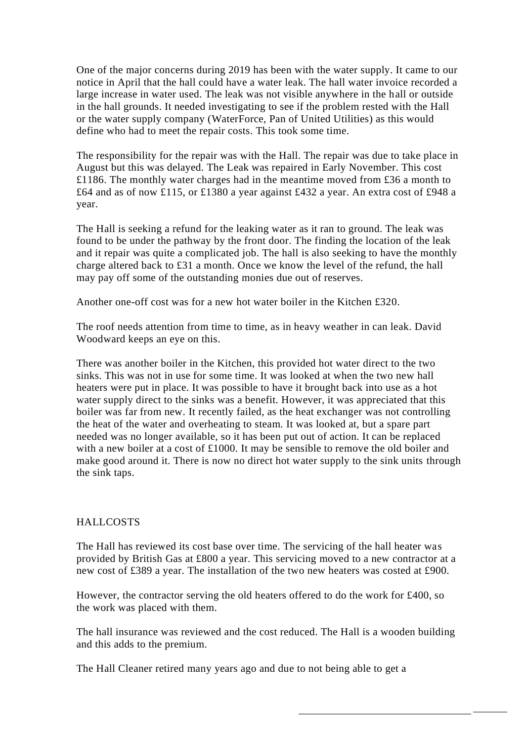One of the major concerns during 2019 has been with the water supply. It came to our notice in April that the hall could have a water leak. The hall water invoice recorded a large increase in water used. The leak was not visible anywhere in the hall or outside in the hall grounds. It needed investigating to see if the problem rested with the Hall or the water supply company (WaterForce, Pan of United Utilities) as this would define who had to meet the repair costs. This took some time.

The responsibility for the repair was with the Hall. The repair was due to take place in August but this was delayed. The Leak was repaired in Early November. This cost £1186. The monthly water charges had in the meantime moved from £36 a month to £64 and as of now £115, or £1380 a year against £432 a year. An extra cost of £948 a year.

The Hall is seeking a refund for the leaking water as it ran to ground. The leak was found to be under the pathway by the front door. The finding the location of the leak and it repair was quite a complicated job. The hall is also seeking to have the monthly charge altered back to £31 a month. Once we know the level of the refund, the hall may pay off some of the outstanding monies due out of reserves.

Another one-off cost was for a new hot water boiler in the Kitchen £320.

The roof needs attention from time to time, as in heavy weather in can leak. David Woodward keeps an eye on this.

There was another boiler in the Kitchen, this provided hot water direct to the two sinks. This was not in use for some time. It was looked at when the two new hall heaters were put in place. It was possible to have it brought back into use as a hot water supply direct to the sinks was a benefit. However, it was appreciated that this boiler was far from new. It recently failed, as the heat exchanger was not controlling the heat of the water and overheating to steam. It was looked at, but a spare part needed was no longer available, so it has been put out of action. It can be replaced with a new boiler at a cost of £1000. It may be sensible to remove the old boiler and make good around it. There is now no direct hot water supply to the sink units through the sink taps.

HALLCOSTS

The Hall has reviewed its cost base over time. The servicing of the hall heater was provided by British Gas at £800 a year. This servicing moved to a new contractor at a new cost of £389 a year. The installation of the two new heaters was costed at £900.

However, the contractor serving the old heaters offered to do the work for £400, so the work was placed with them.

The hall insurance was reviewed and the cost reduced. The Hall is a wooden building and this adds to the premium.

The Hall Cleaner retired many years ago and due to not being able to get a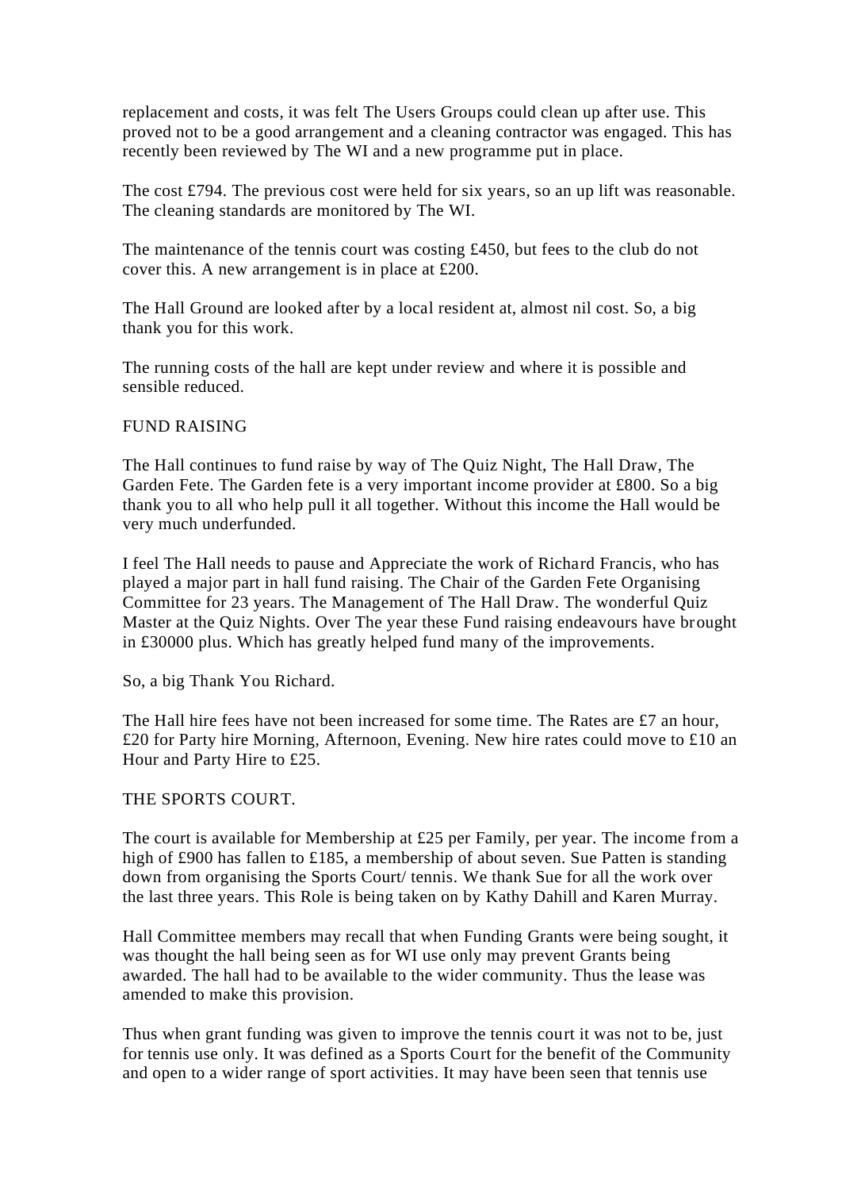replacement and costs, it was felt The Users Groups could clean up after use. This proved not to be a good arrangement and a cleaning contractor was engaged. This has recently been reviewed by The WI and a new programme put in place.

The cost £794. The previous cost were held for six years, so an up lift was reasonable. The cleaning standards are monitored by The WI.

The maintenance of the tennis court was costing £450, but fees to the club do not cover this. A new arrangement is in place at £200.

The Hall Ground are looked after by a local resident at, almost nil cost. So, a big thank you for this work.

The running costs of the hall are kept under review and where it is possible and sensible reduced.

## FUND RAISING

The Hall continues to fund raise by way of The Quiz Night, The Hall Draw, The Garden Fete. The Garden fete is a very important income provider at £800. So a big thank you to all who help pull it all together. Without this income the Hall would be very much underfunded.

I feel The Hall needs to pause and Appreciate the work of Richard Francis, who has played a major part in hall fund raising. The Chair of the Garden Fete Organising Committee for 23 years. The Management of The Hall Draw. The wonderful Quiz Master at the Quiz Nights. Over The year these Fund raising endeavours have brought in £30000 plus. Which has greatly helped fund many of the improvements.

So, a big Thank You Richard.

The Hall hire fees have not been increased for some time. The Rates are £7 an hour, £20 for Party hire Morning, Afternoon, Evening. New hire rates could move to £10 an Hour and Party Hire to £25.

## THE SPORTS COURT.

The court is available for Membership at £25 per Family, per year. The income from a high of £900 has fallen to £185, a membership of about seven. Sue Patten is standing down from organising the Sports Court/ tennis. We thank Sue for all the work over the last three years. This Role is being taken on by Kathy Dahill and Karen Murray.

Hall Committee members may recall that when Funding Grants were being sought, it was thought the hall being seen as for WI use only may prevent Grants being awarded. The hall had to be available to the wider community. Thus the lease was amended to make this provision.

Thus when grant funding was given to improve the tennis court it was not to be, just for tennis use only. It was defined as a Sports Court for the benefit of the Community and open to a wider range of sport activities. It may have been seen that tennis use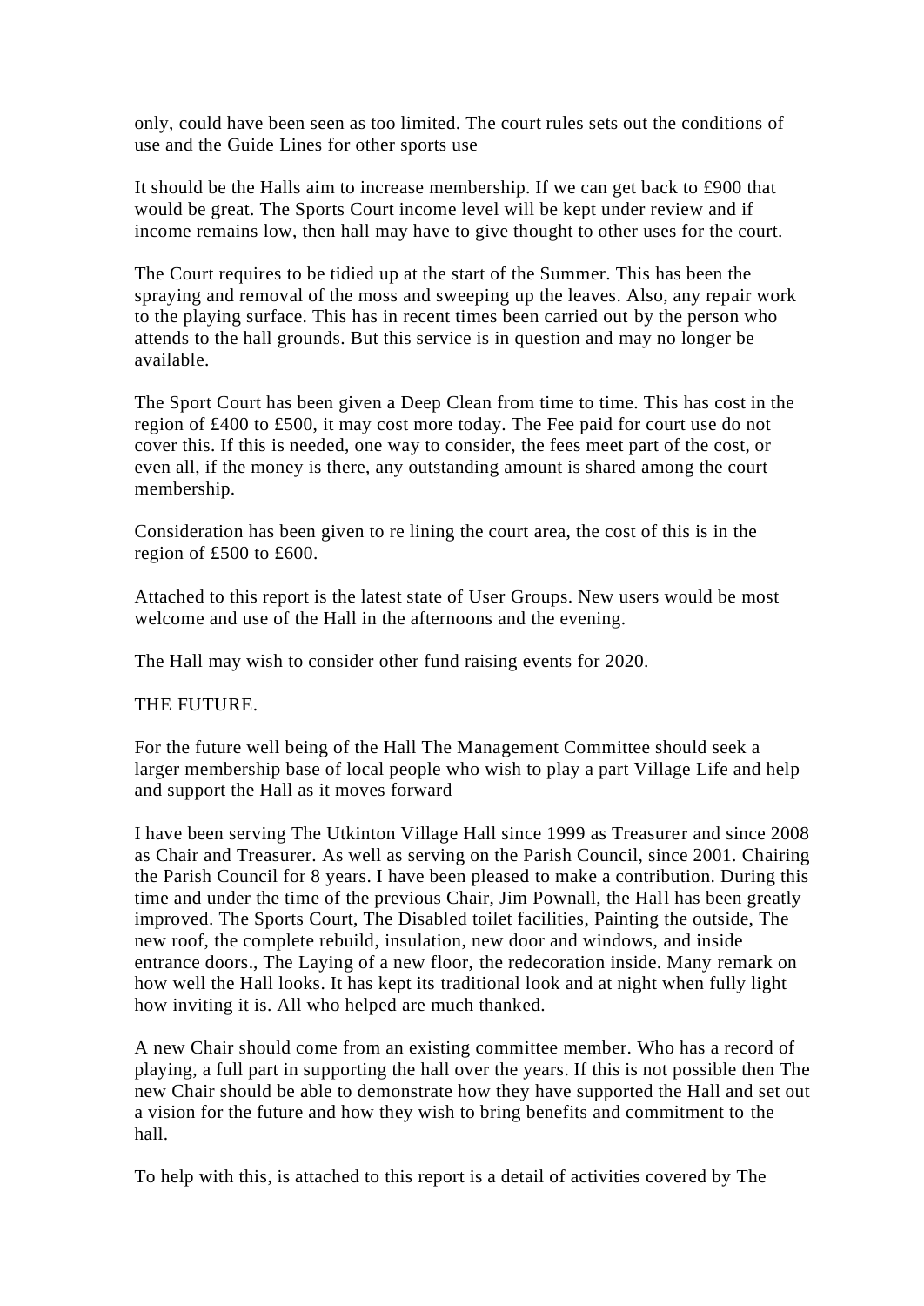only, could have been seen as too limited. The court rules sets out the conditions of use and the Guide Lines for other sports use

It should be the Halls aim to increase membership. If we can get back to £900 that would be great. The Sports Court income level will be kept under review and if income remains low, then hall may have to give thought to other uses for the court.

The Court requires to be tidied up at the start of the Summer. This has been the spraying and removal of the moss and sweeping up the leaves. Also, any repair work to the playing surface. This has in recent times been carried out by the person who attends to the hall grounds. But this service is in question and may no longer be available.

The Sport Court has been given a Deep Clean from time to time. This has cost in the region of £400 to £500, it may cost more today. The Fee paid for court use do not cover this. If this is needed, one way to consider, the fees meet part of the cost, or even all, if the money is there, any outstanding amount is shared among the court membership.

Consideration has been given to re lining the court area, the cost of this is in the region of £500 to £600.

Attached to this report is the latest state of User Groups. New users would be most welcome and use of the Hall in the afternoons and the evening.

The Hall may wish to consider other fund raising events for 2020.

THE FUTURE.

For the future well being of the Hall The Management Committee should seek a larger membership base of local people who wish to play a part Village Life and help and support the Hall as it moves forward

I have been serving The Utkinton Village Hall since 1999 as Treasurer and since 2008 as Chair and Treasurer. As well as serving on the Parish Council, since 2001. Chairing the Parish Council for 8 years. I have been pleased to make a contribution. During this time and under the time of the previous Chair, Jim Pownall, the Hall has been greatly improved. The Sports Court, The Disabled toilet facilities, Painting the outside, The new roof, the complete rebuild, insulation, new door and windows, and inside entrance doors., The Laying of a new floor, the redecoration inside. Many remark on how well the Hall looks. It has kept its traditional look and at night when fully light how inviting it is. All who helped are much thanked.

A new Chair should come from an existing committee member. Who has a record of playing, a full part in supporting the hall over the years. If this is not possible then The new Chair should be able to demonstrate how they have supported the Hall and set out a vision for the future and how they wish to bring benefits and commitment to the hall.

To help with this, is attached to this report is a detail of activities covered by The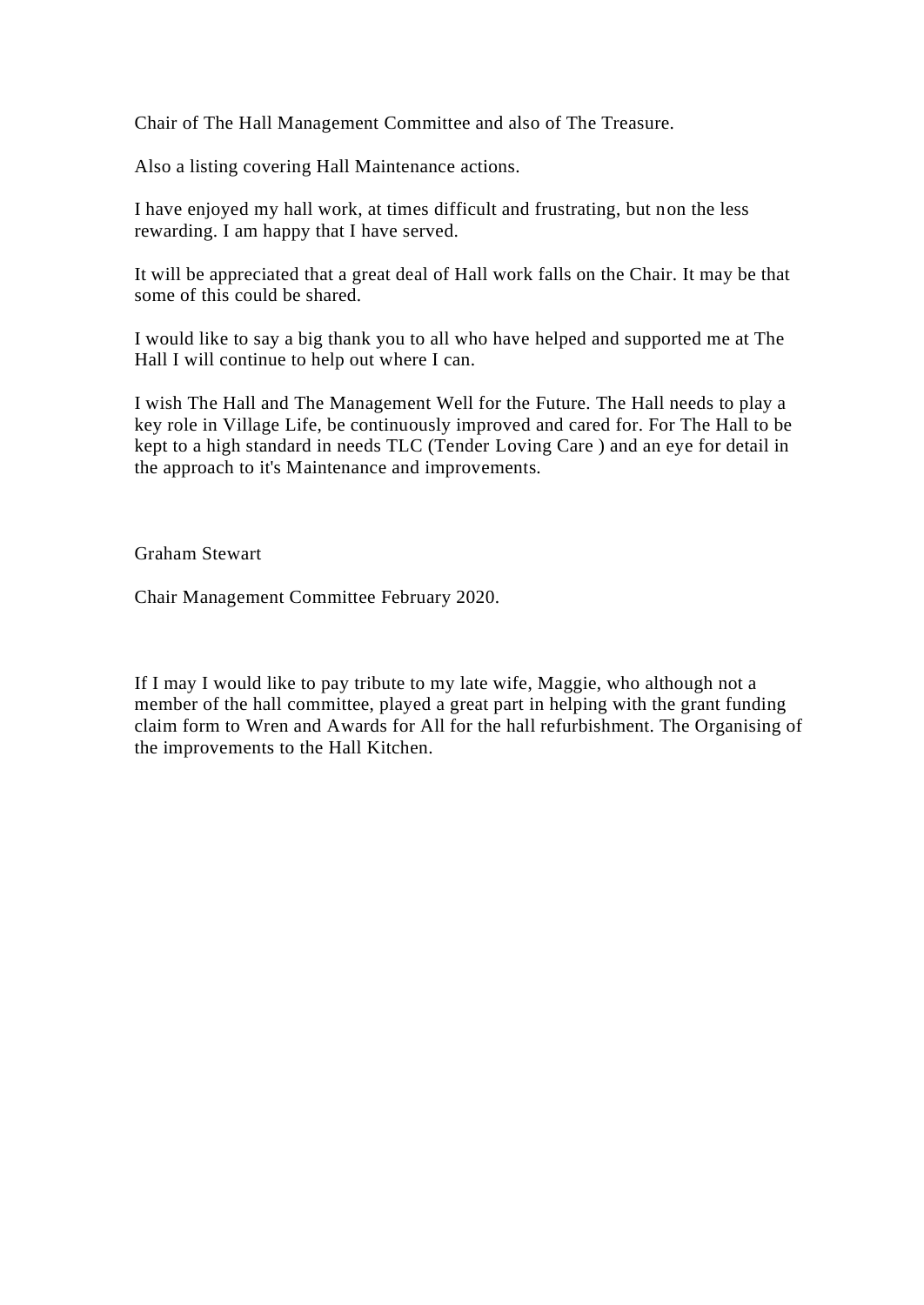Chair of The Hall Management Committee and also of The Treasure.

Also a listing covering Hall Maintenance actions.

I have enjoyed my hall work, at times difficult and frustrating, but non the less rewarding. I am happy that I have served.

It will be appreciated that a great deal of Hall work falls on the Chair. It may be that some of this could be shared.

I would like to say a big thank you to all who have helped and supported me at The Hall I will continue to help out where I can.

I wish The Hall and The Management Well for the Future. The Hall needs to play a key role in Village Life, be continuously improved and cared for. For The Hall to be kept to a high standard in needs TLC (Tender Loving Care ) and an eye for detail in the approach to it's Maintenance and improvements.

Graham Stewart

Chair Management Committee February 2020.

If I may I would like to pay tribute to my late wife, Maggie, who although not a member of the hall committee, played a great part in helping with the grant funding claim form to Wren and Awards for All for the hall refurbishment. The Organising of the improvements to the Hall Kitchen.